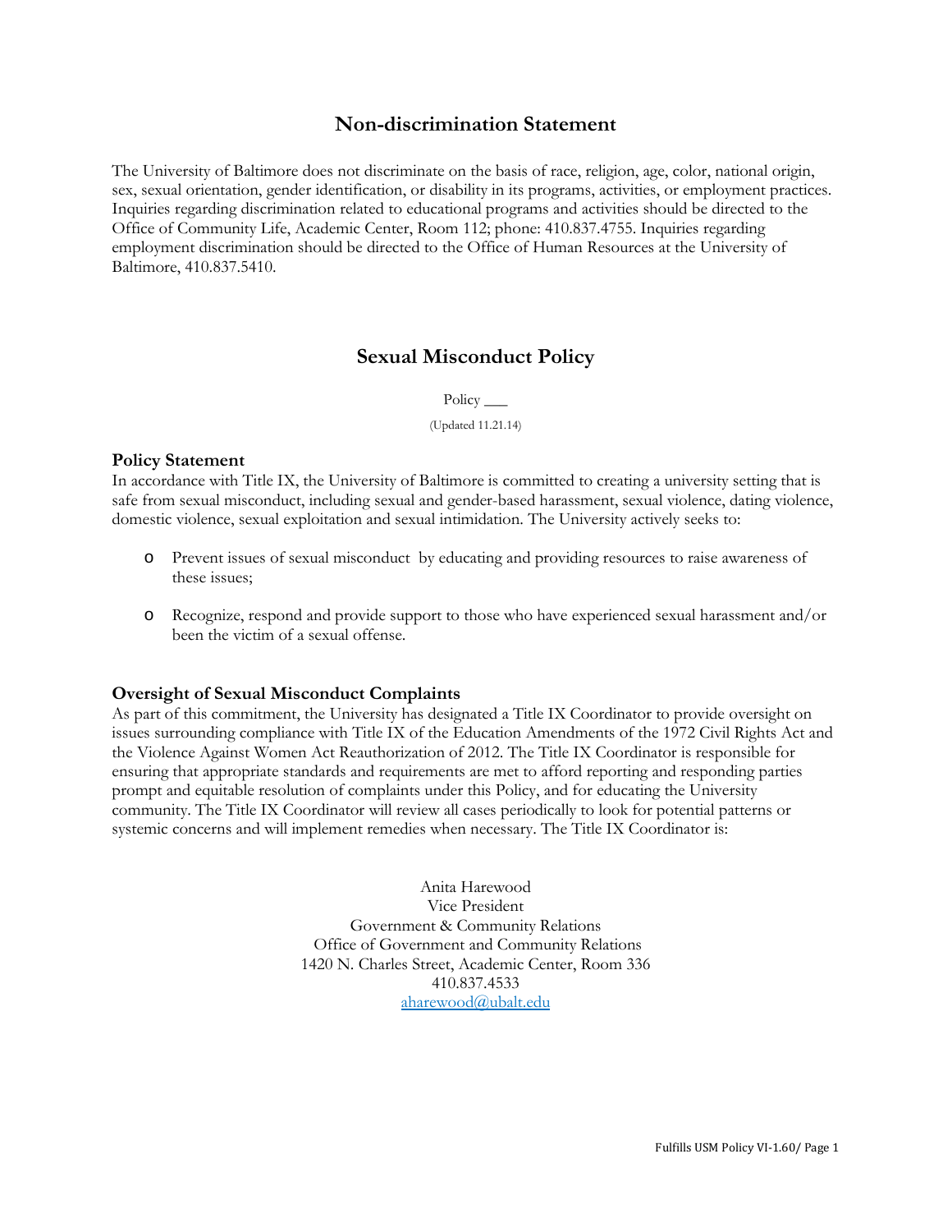## Non-discrimination Statement

The University of Baltimore does not discriminate on the basis of race, religion, age, color, national origin, sex, sexual orientation, gender identification, or disability in its programs, activities, or employment practices. Inquiries regarding discrimination related to educational programs and activities should be directed to the Office of Community Life, Academic Center, Room 112; phone: 410.837.4755. Inquiries regarding employment discrimination should be directed to the Office of Human Resources at the University of Baltimore, 410.837.5410.

## Sexual Misconduct Policy

Policy ___

(Updated 11.21.14)

### Policy Statement

In accordance with Title IX, the University of Baltimore is committed to creating a university setting that is safe from sexual misconduct, including sexual and gender-based harassment, sexual violence, dating violence, domestic violence, sexual exploitation and sexual intimidation. The University actively seeks to:

- Prevent issues of sexual misconduct by educating and providing resources to raise awareness of these issues;
- Recognize, respond and provide support to those who have experienced sexual harassment and/or been the victim of a sexual offense.

### Oversight of Sexual Misconduct Complaints

As part of this commitment, the University has designated a Title IX Coordinator to provide oversight on issues surrounding compliance with Title IX of the Education Amendments of the 1972 Civil Rights Act and the Violence Against Women Act Reauthorization of 2012. The Title IX Coordinator is responsible for ensuring that appropriate standards and requirements are met to afford reporting and responding parties prompt and equitable resolution of complaints under this Policy, and for educating the University community. The Title IX Coordinator will review all cases periodically to look for potential patterns or systemic concerns and will implement remedies when necessary. The Title IX Coordinator is:

Anita Harewood  
Vice President  
Government & Community Relations  
Office of Government and Community Relations  
1420 N. Charles Street, Academic Center, Room 336  
410.837.4533  
aharewood@ubalt.edu

Fulfills USM Policy VI-1.60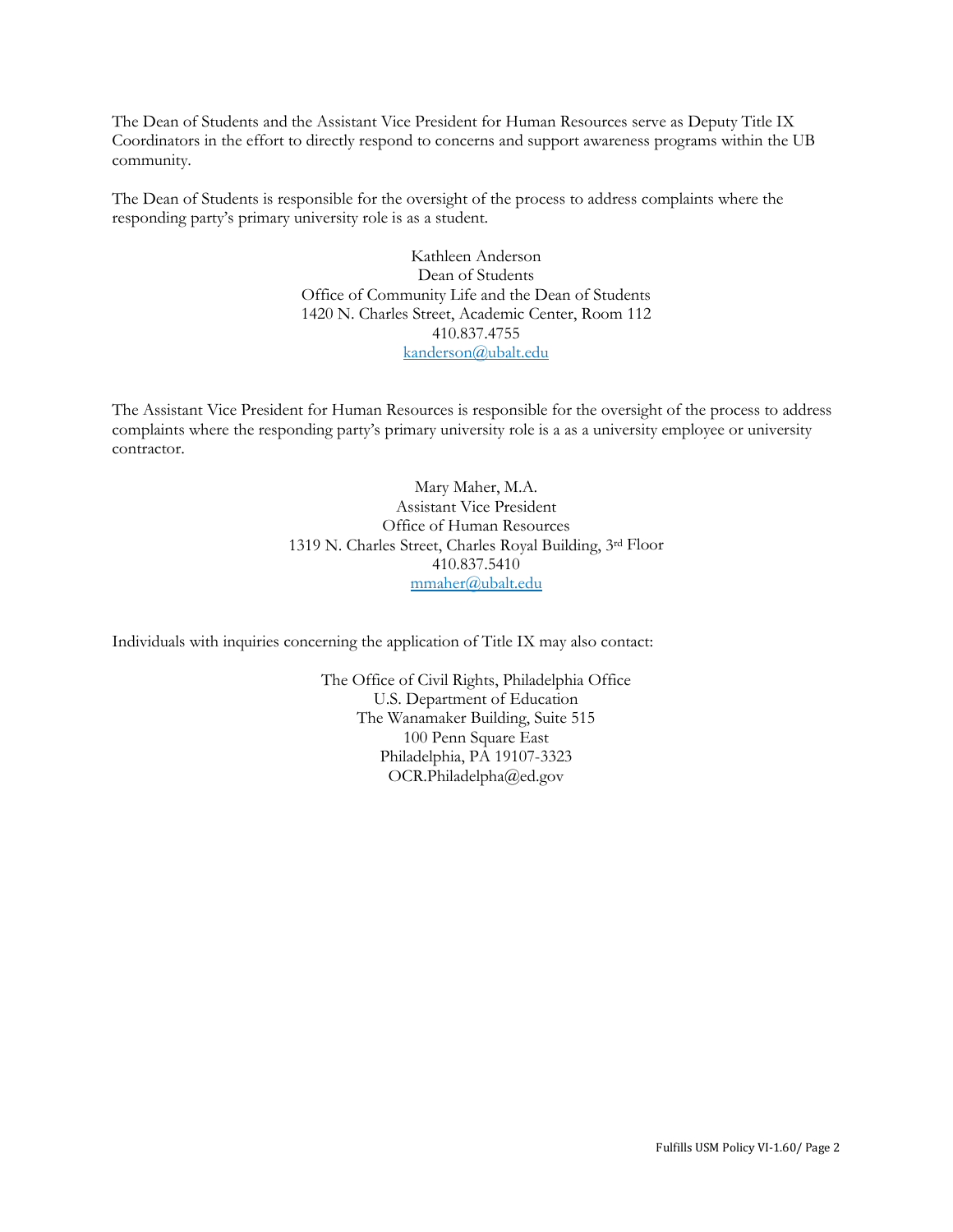The Dean of Students and the Assistant Vice President for Human Resources serve as Deputy Title IX Coordinators in the effort to directly respond to concerns and support awareness programs within the UB community.

The Dean of Students is responsible for the oversight of the process to address complaints where the responding party's primary university role is as a student.

Kathleen Anderson  
Dean of Students  
Office of Community Life and the Dean of Students  
1420 N. Charles Street, Academic Center, Room 112  
410.837.4755  
kanderson@ubalt.edu

The Assistant Vice President for Human Resources is responsible for the oversight of the process to address complaints where the responding party's primary university role is a as a university employee or university contractor.

Mary Maher, M.A.  
Assistant Vice President  
Office of Human Resources  
1319 N. Charles Street, Charles Royal Building, 3rd Floor  
410.837.5410  
mmaher@ubalt.edu

Individuals with inquiries concerning the application of Title IX may also contact:

The Office of Civil Rights, Philadelphia Office  
U.S. Department of Education  
The Wanamaker Building, Suite 515  
100 Penn Square East  
Philadelphia, PA 19107-3323  
OCR.Philadelpha@ed.gov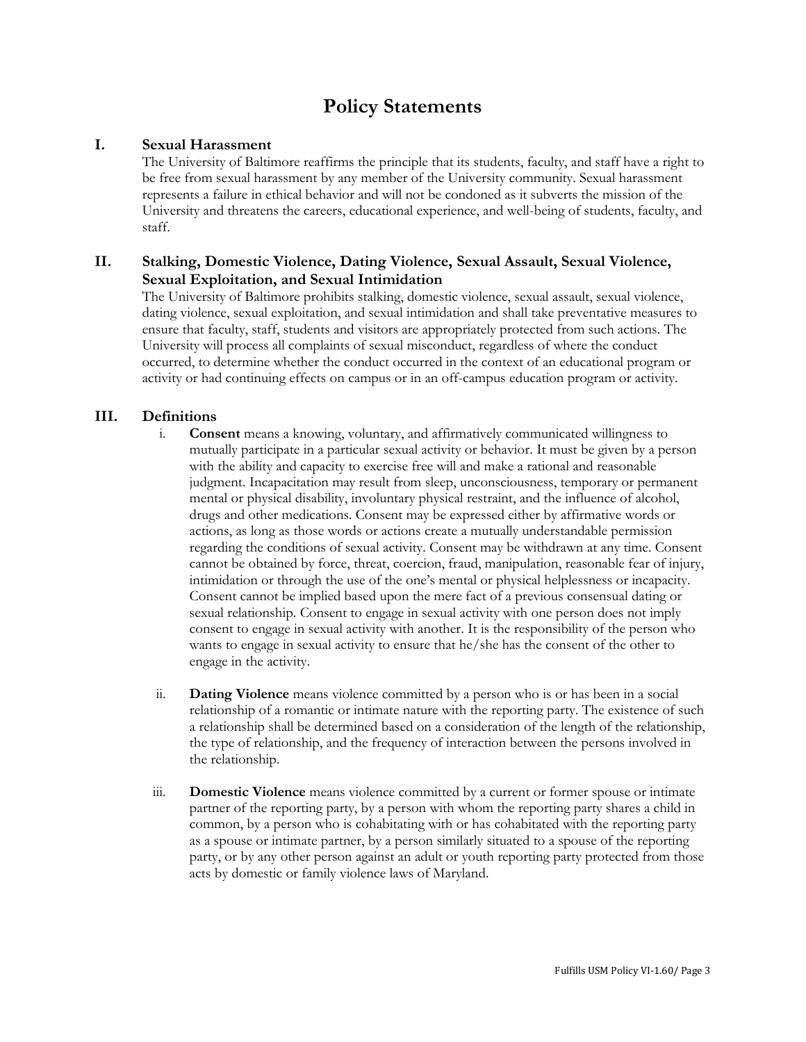# Policy Statements

## I. Sexual Harassment

The University of Baltimore reaffirms the principle that its students, faculty, and staff have a right to be free from sexual harassment by any member of the University community. Sexual harassment represents a failure in ethical behavior and will not be condoned as it subverts the mission of the University and threatens the careers, educational experience, and well-being of students, faculty, and staff.

## II. Stalking, Domestic Violence, Dating Violence, Sexual Assault, Sexual Violence, Sexual Exploitation, and Sexual Intimidation

The University of Baltimore prohibits stalking, domestic violence, sexual assault, sexual violence, dating violence, sexual exploitation, and sexual intimidation and shall take preventative measures to ensure that faculty, staff, students and visitors are appropriately protected from such actions. The University will process all complaints of sexual misconduct, regardless of where the conduct occurred, to determine whether the conduct occurred in the context of an educational program or activity or had continuing effects on campus or in an off-campus education program or activity.

## III. Definitions

i. **Consent** means a knowing, voluntary, and affirmatively communicated willingness to mutually participate in a particular sexual activity or behavior. It must be given by a person with the ability and capacity to exercise free will and make a rational and reasonable judgment. Incapacitation may result from sleep, unconsciousness, temporary or permanent mental or physical disability, involuntary physical restraint, and the influence of alcohol, drugs and other medications. Consent may be expressed either by affirmative words or actions, as long as those words or actions create a mutually understandable permission regarding the conditions of sexual activity. Consent may be withdrawn at any time. Consent cannot be obtained by force, threat, coercion, fraud, manipulation, reasonable fear of injury, intimidation or through the use of the one's mental or physical helplessness or incapacity. Consent cannot be implied based upon the mere fact of a previous consensual dating or sexual relationship. Consent to engage in sexual activity with one person does not imply consent to engage in sexual activity with another. It is the responsibility of the person who wants to engage in sexual activity to ensure that he/she has the consent of the other to engage in the activity.

ii. **Dating Violence** means violence committed by a person who is or has been in a social relationship of a romantic or intimate nature with the reporting party. The existence of such a relationship shall be determined based on a consideration of the length of the relationship, the type of relationship, and the frequency of interaction between the persons involved in the relationship.

iii. **Domestic Violence** means violence committed by a current or former spouse or intimate partner of the reporting party, by a person with whom the reporting party shares a child in common, by a person who is cohabitating with or has cohabitated with the reporting party as a spouse or intimate partner, by a person similarly situated to a spouse of the reporting party, or by any other person against an adult or youth reporting party protected from those acts by domestic or family violence laws of Maryland.

Fulfills USM Policy VI-1.60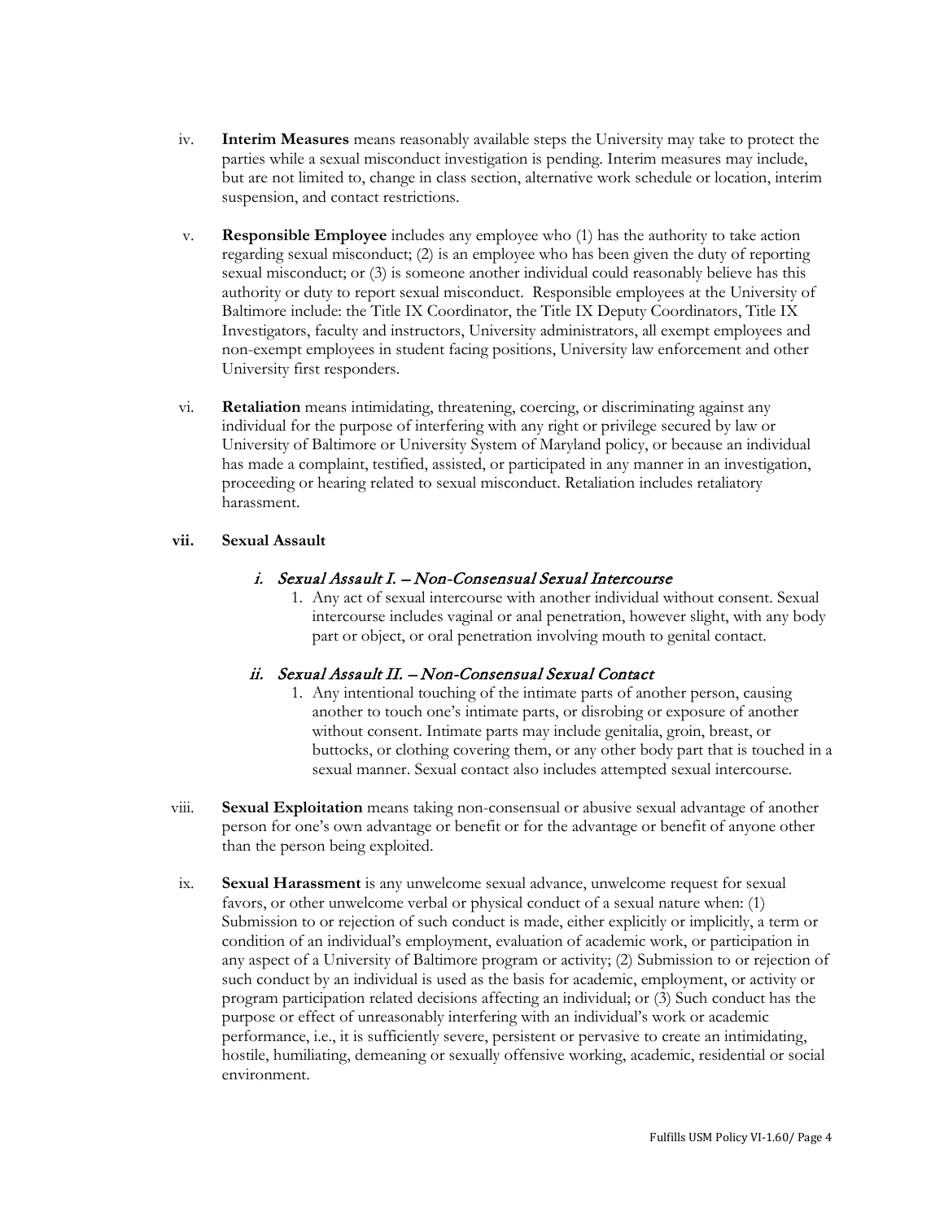iv. **Interim Measures** means reasonably available steps the University may take to protect the parties while a sexual misconduct investigation is pending. Interim measures may include, but are not limited to, change in class section, alternative work schedule or location, interim suspension, and contact restrictions.

v. **Responsible Employee** includes any employee who (1) has the authority to take action regarding sexual misconduct; (2) is an employee who has been given the duty of reporting sexual misconduct; or (3) is someone another individual could reasonably believe has this authority or duty to report sexual misconduct. Responsible employees at the University of Baltimore include: the Title IX Coordinator, the Title IX Deputy Coordinators, Title IX Investigators, faculty and instructors, University administrators, all exempt employees and non-exempt employees in student facing positions, University law enforcement and other University first responders.

vi. **Retaliation** means intimidating, threatening, coercing, or discriminating against any individual for the purpose of interfering with any right or privilege secured by law or University of Baltimore or University System of Maryland policy, or because an individual has made a complaint, testified, assisted, or participated in any manner in an investigation, proceeding or hearing related to sexual misconduct. Retaliation includes retaliatory harassment.

**vii. Sexual Assault**

*i. Sexual Assault I. – Non-Consensual Sexual Intercourse*

1. Any act of sexual intercourse with another individual without consent. Sexual intercourse includes vaginal or anal penetration, however slight, with any body part or object, or oral penetration involving mouth to genital contact.

*ii. Sexual Assault II. – Non-Consensual Sexual Contact*

1. Any intentional touching of the intimate parts of another person, causing another to touch one's intimate parts, or disrobing or exposure of another without consent. Intimate parts may include genitalia, groin, breast, or buttocks, or clothing covering them, or any other body part that is touched in a sexual manner. Sexual contact also includes attempted sexual intercourse.

viii. **Sexual Exploitation** means taking non-consensual or abusive sexual advantage of another person for one's own advantage or benefit or for the advantage or benefit of anyone other than the person being exploited.

ix. **Sexual Harassment** is any unwelcome sexual advance, unwelcome request for sexual favors, or other unwelcome verbal or physical conduct of a sexual nature when: (1) Submission to or rejection of such conduct is made, either explicitly or implicitly, a term or condition of an individual's employment, evaluation of academic work, or participation in any aspect of a University of Baltimore program or activity; (2) Submission to or rejection of such conduct by an individual is used as the basis for academic, employment, or activity or program participation related decisions affecting an individual; or (3) Such conduct has the purpose or effect of unreasonably interfering with an individual's work or academic performance, i.e., it is sufficiently severe, persistent or pervasive to create an intimidating, hostile, humiliating, demeaning or sexually offensive working, academic, residential or social environment.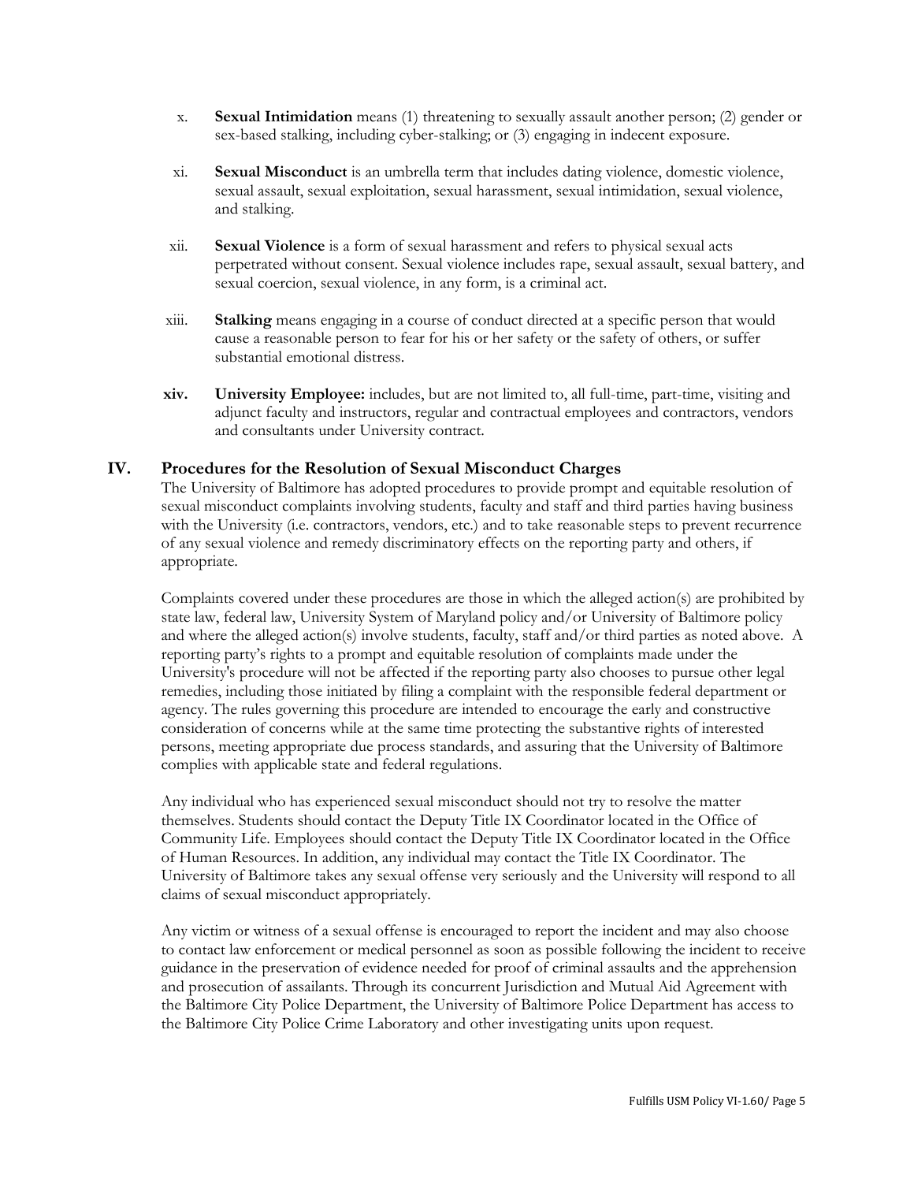x. **Sexual Intimidation** means (1) threatening to sexually assault another person; (2) gender or sex-based stalking, including cyber-stalking; or (3) engaging in indecent exposure.

xi. **Sexual Misconduct** is an umbrella term that includes dating violence, domestic violence, sexual assault, sexual exploitation, sexual harassment, sexual intimidation, sexual violence, and stalking.

xii. **Sexual Violence** is a form of sexual harassment and refers to physical sexual acts perpetrated without consent. Sexual violence includes rape, sexual assault, sexual battery, and sexual coercion, sexual violence, in any form, is a criminal act.

xiii. **Stalking** means engaging in a course of conduct directed at a specific person that would cause a reasonable person to fear for his or her safety or the safety of others, or suffer substantial emotional distress.

**xiv. University Employee:** includes, but are not limited to, all full-time, part-time, visiting and adjunct faculty and instructors, regular and contractual employees and contractors, vendors and consultants under University contract.

## IV. Procedures for the Resolution of Sexual Misconduct Charges

The University of Baltimore has adopted procedures to provide prompt and equitable resolution of sexual misconduct complaints involving students, faculty and staff and third parties having business with the University (i.e. contractors, vendors, etc.) and to take reasonable steps to prevent recurrence of any sexual violence and remedy discriminatory effects on the reporting party and others, if appropriate.

Complaints covered under these procedures are those in which the alleged action(s) are prohibited by state law, federal law, University System of Maryland policy and/or University of Baltimore policy and where the alleged action(s) involve students, faculty, staff and/or third parties as noted above. A reporting party's rights to a prompt and equitable resolution of complaints made under the University's procedure will not be affected if the reporting party also chooses to pursue other legal remedies, including those initiated by filing a complaint with the responsible federal department or agency. The rules governing this procedure are intended to encourage the early and constructive consideration of concerns while at the same time protecting the substantive rights of interested persons, meeting appropriate due process standards, and assuring that the University of Baltimore complies with applicable state and federal regulations.

Any individual who has experienced sexual misconduct should not try to resolve the matter themselves. Students should contact the Deputy Title IX Coordinator located in the Office of Community Life. Employees should contact the Deputy Title IX Coordinator located in the Office of Human Resources. In addition, any individual may contact the Title IX Coordinator. The University of Baltimore takes any sexual offense very seriously and the University will respond to all claims of sexual misconduct appropriately.

Any victim or witness of a sexual offense is encouraged to report the incident and may also choose to contact law enforcement or medical personnel as soon as possible following the incident to receive guidance in the preservation of evidence needed for proof of criminal assaults and the apprehension and prosecution of assailants. Through its concurrent Jurisdiction and Mutual Aid Agreement with the Baltimore City Police Department, the University of Baltimore Police Department has access to the Baltimore City Police Crime Laboratory and other investigating units upon request.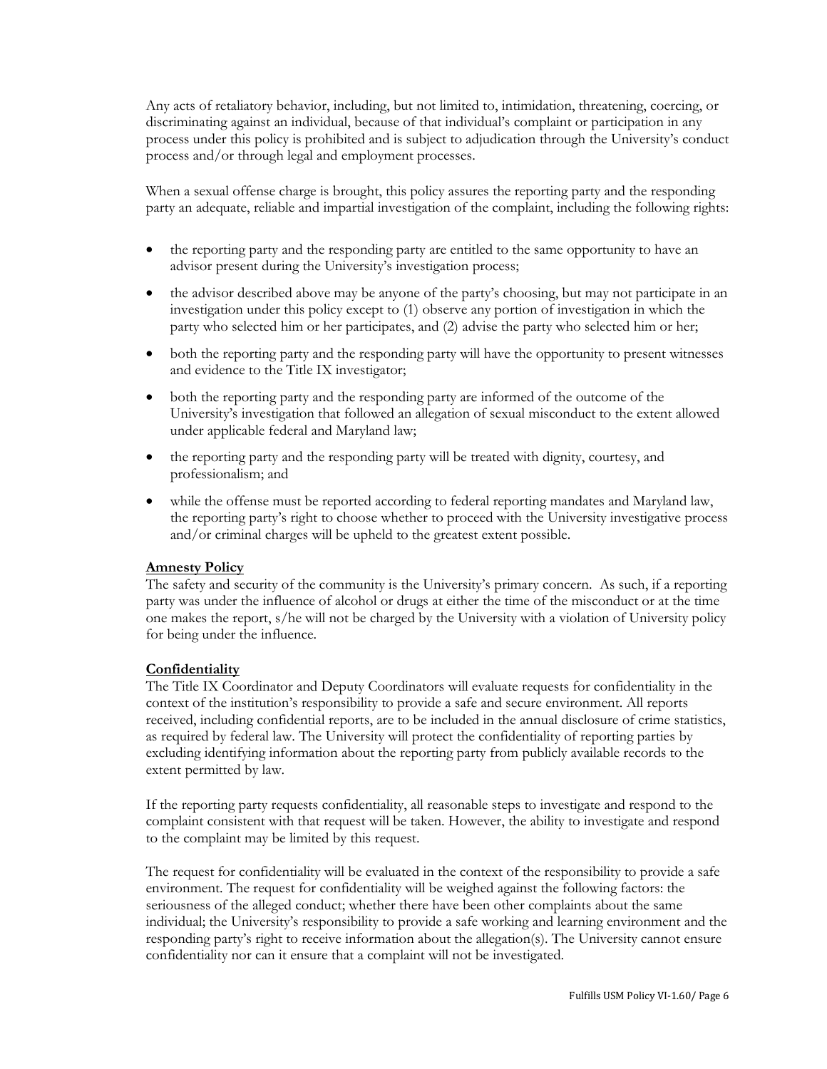Any acts of retaliatory behavior, including, but not limited to, intimidation, threatening, coercing, or discriminating against an individual, because of that individual's complaint or participation in any process under this policy is prohibited and is subject to adjudication through the University's conduct process and/or through legal and employment processes.

When a sexual offense charge is brought, this policy assures the reporting party and the responding party an adequate, reliable and impartial investigation of the complaint, including the following rights:

- the reporting party and the responding party are entitled to the same opportunity to have an advisor present during the University's investigation process;
- the advisor described above may be anyone of the party's choosing, but may not participate in an investigation under this policy except to (1) observe any portion of investigation in which the party who selected him or her participates, and (2) advise the party who selected him or her;
- both the reporting party and the responding party will have the opportunity to present witnesses and evidence to the Title IX investigator;
- both the reporting party and the responding party are informed of the outcome of the University's investigation that followed an allegation of sexual misconduct to the extent allowed under applicable federal and Maryland law;
- the reporting party and the responding party will be treated with dignity, courtesy, and professionalism; and
- while the offense must be reported according to federal reporting mandates and Maryland law, the reporting party's right to choose whether to proceed with the University investigative process and/or criminal charges will be upheld to the greatest extent possible.

**Amnesty Policy**

The safety and security of the community is the University's primary concern. As such, if a reporting party was under the influence of alcohol or drugs at either the time of the misconduct or at the time one makes the report, s/he will not be charged by the University with a violation of University policy for being under the influence.

**Confidentiality**

The Title IX Coordinator and Deputy Coordinators will evaluate requests for confidentiality in the context of the institution's responsibility to provide a safe and secure environment. All reports received, including confidential reports, are to be included in the annual disclosure of crime statistics, as required by federal law. The University will protect the confidentiality of reporting parties by excluding identifying information about the reporting party from publicly available records to the extent permitted by law.

If the reporting party requests confidentiality, all reasonable steps to investigate and respond to the complaint consistent with that request will be taken. However, the ability to investigate and respond to the complaint may be limited by this request.

The request for confidentiality will be evaluated in the context of the responsibility to provide a safe environment. The request for confidentiality will be weighed against the following factors: the seriousness of the alleged conduct; whether there have been other complaints about the same individual; the University's responsibility to provide a safe working and learning environment and the responding party's right to receive information about the allegation(s). The University cannot ensure confidentiality nor can it ensure that a complaint will not be investigated.

Fulfills USM Policy VI-1.60/ Page 6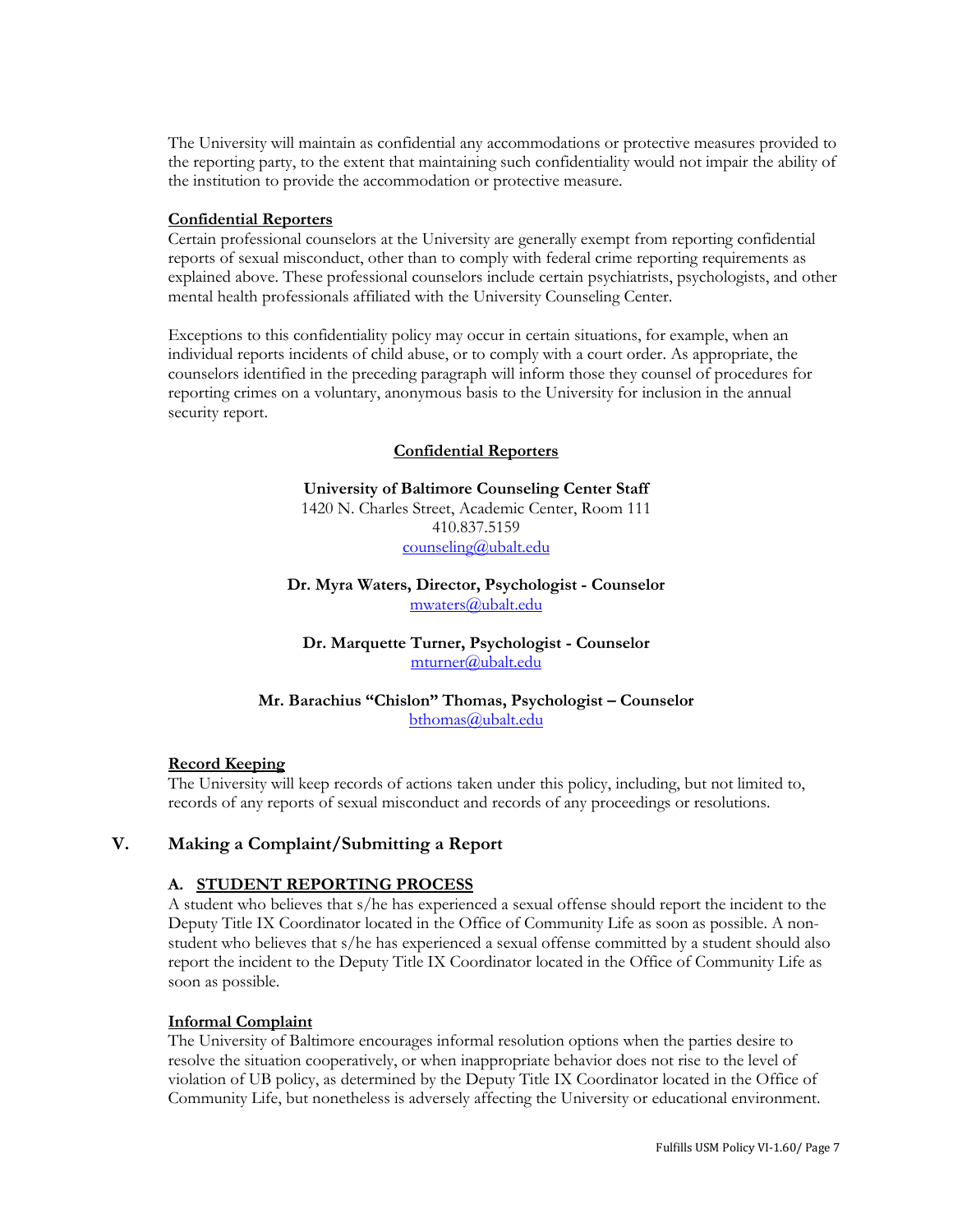The University will maintain as confidential any accommodations or protective measures provided to the reporting party, to the extent that maintaining such confidentiality would not impair the ability of the institution to provide the accommodation or protective measure.

**Confidential Reporters**

Certain professional counselors at the University are generally exempt from reporting confidential reports of sexual misconduct, other than to comply with federal crime reporting requirements as explained above. These professional counselors include certain psychiatrists, psychologists, and other mental health professionals affiliated with the University Counseling Center.

Exceptions to this confidentiality policy may occur in certain situations, for example, when an individual reports incidents of child abuse, or to comply with a court order. As appropriate, the counselors identified in the preceding paragraph will inform those they counsel of procedures for reporting crimes on a voluntary, anonymous basis to the University for inclusion in the annual security report.

**Confidential Reporters**

**University of Baltimore Counseling Center Staff**
1420 N. Charles Street, Academic Center, Room 111
410.837.5159
counseling@ubalt.edu

**Dr. Myra Waters, Director, Psychologist - Counselor**
mwaters@ubalt.edu

**Dr. Marquette Turner, Psychologist - Counselor**
mturner@ubalt.edu

**Mr. Barachius "Chislon" Thomas, Psychologist – Counselor**
bthomas@ubalt.edu

**Record Keeping**

The University will keep records of actions taken under this policy, including, but not limited to, records of any reports of sexual misconduct and records of any proceedings or resolutions.

## V. Making a Complaint/Submitting a Report

### A. STUDENT REPORTING PROCESS

A student who believes that s/he has experienced a sexual offense should report the incident to the Deputy Title IX Coordinator located in the Office of Community Life as soon as possible. A non-student who believes that s/he has experienced a sexual offense committed by a student should also report the incident to the Deputy Title IX Coordinator located in the Office of Community Life as soon as possible.

**Informal Complaint**

The University of Baltimore encourages informal resolution options when the parties desire to resolve the situation cooperatively, or when inappropriate behavior does not rise to the level of violation of UB policy, as determined by the Deputy Title IX Coordinator located in the Office of Community Life, but nonetheless is adversely affecting the University or educational environment.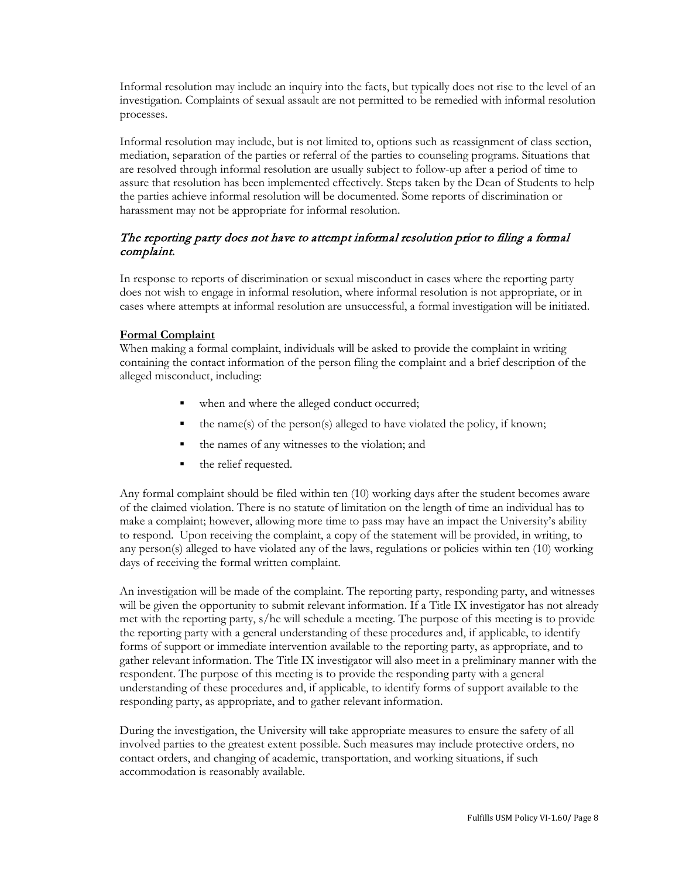Informal resolution may include an inquiry into the facts, but typically does not rise to the level of an investigation. Complaints of sexual assault are not permitted to be remedied with informal resolution processes.

Informal resolution may include, but is not limited to, options such as reassignment of class section, mediation, separation of the parties or referral of the parties to counseling programs. Situations that are resolved through informal resolution are usually subject to follow-up after a period of time to assure that resolution has been implemented effectively. Steps taken by the Dean of Students to help the parties achieve informal resolution will be documented. Some reports of discrimination or harassment may not be appropriate for informal resolution.

*The reporting party does not have to attempt informal resolution prior to filing a formal complaint.*

In response to reports of discrimination or sexual misconduct in cases where the reporting party does not wish to engage in informal resolution, where informal resolution is not appropriate, or in cases where attempts at informal resolution are unsuccessful, a formal investigation will be initiated.

**Formal Complaint**

When making a formal complaint, individuals will be asked to provide the complaint in writing containing the contact information of the person filing the complaint and a brief description of the alleged misconduct, including:

- when and where the alleged conduct occurred;
- the name(s) of the person(s) alleged to have violated the policy, if known;
- the names of any witnesses to the violation; and
- the relief requested.

Any formal complaint should be filed within ten (10) working days after the student becomes aware of the claimed violation. There is no statute of limitation on the length of time an individual has to make a complaint; however, allowing more time to pass may have an impact the University's ability to respond. Upon receiving the complaint, a copy of the statement will be provided, in writing, to any person(s) alleged to have violated any of the laws, regulations or policies within ten (10) working days of receiving the formal written complaint.

An investigation will be made of the complaint. The reporting party, responding party, and witnesses will be given the opportunity to submit relevant information. If a Title IX investigator has not already met with the reporting party, s/he will schedule a meeting. The purpose of this meeting is to provide the reporting party with a general understanding of these procedures and, if applicable, to identify forms of support or immediate intervention available to the reporting party, as appropriate, and to gather relevant information. The Title IX investigator will also meet in a preliminary manner with the respondent. The purpose of this meeting is to provide the responding party with a general understanding of these procedures and, if applicable, to identify forms of support available to the responding party, as appropriate, and to gather relevant information.

During the investigation, the University will take appropriate measures to ensure the safety of all involved parties to the greatest extent possible. Such measures may include protective orders, no contact orders, and changing of academic, transportation, and working situations, if such accommodation is reasonably available.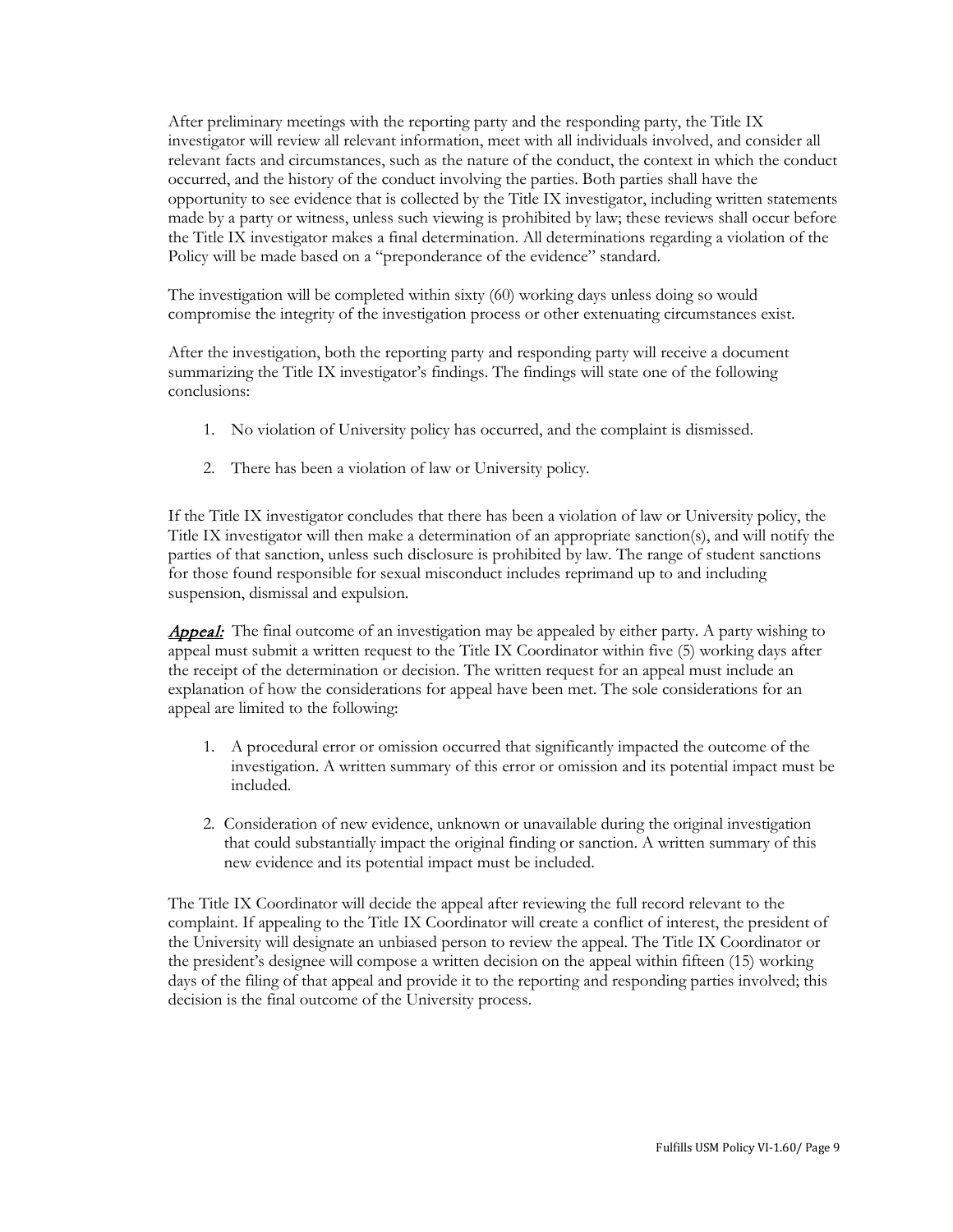After preliminary meetings with the reporting party and the responding party, the Title IX investigator will review all relevant information, meet with all individuals involved, and consider all relevant facts and circumstances, such as the nature of the conduct, the context in which the conduct occurred, and the history of the conduct involving the parties. Both parties shall have the opportunity to see evidence that is collected by the Title IX investigator, including written statements made by a party or witness, unless such viewing is prohibited by law; these reviews shall occur before the Title IX investigator makes a final determination. All determinations regarding a violation of the Policy will be made based on a "preponderance of the evidence" standard.

The investigation will be completed within sixty (60) working days unless doing so would compromise the integrity of the investigation process or other extenuating circumstances exist.

After the investigation, both the reporting party and responding party will receive a document summarizing the Title IX investigator's findings. The findings will state one of the following conclusions:

1. No violation of University policy has occurred, and the complaint is dismissed.

2. There has been a violation of law or University policy.

If the Title IX investigator concludes that there has been a violation of law or University policy, the Title IX investigator will then make a determination of an appropriate sanction(s), and will notify the parties of that sanction, unless such disclosure is prohibited by law. The range of student sanctions for those found responsible for sexual misconduct includes reprimand up to and including suspension, dismissal and expulsion.

***Appeal:*** The final outcome of an investigation may be appealed by either party. A party wishing to appeal must submit a written request to the Title IX Coordinator within five (5) working days after the receipt of the determination or decision. The written request for an appeal must include an explanation of how the considerations for appeal have been met. The sole considerations for an appeal are limited to the following:

1. A procedural error or omission occurred that significantly impacted the outcome of the investigation. A written summary of this error or omission and its potential impact must be included.

2. Consideration of new evidence, unknown or unavailable during the original investigation that could substantially impact the original finding or sanction. A written summary of this new evidence and its potential impact must be included.

The Title IX Coordinator will decide the appeal after reviewing the full record relevant to the complaint. If appealing to the Title IX Coordinator will create a conflict of interest, the president of the University will designate an unbiased person to review the appeal. The Title IX Coordinator or the president's designee will compose a written decision on the appeal within fifteen (15) working days of the filing of that appeal and provide it to the reporting and responding parties involved; this decision is the final outcome of the University process.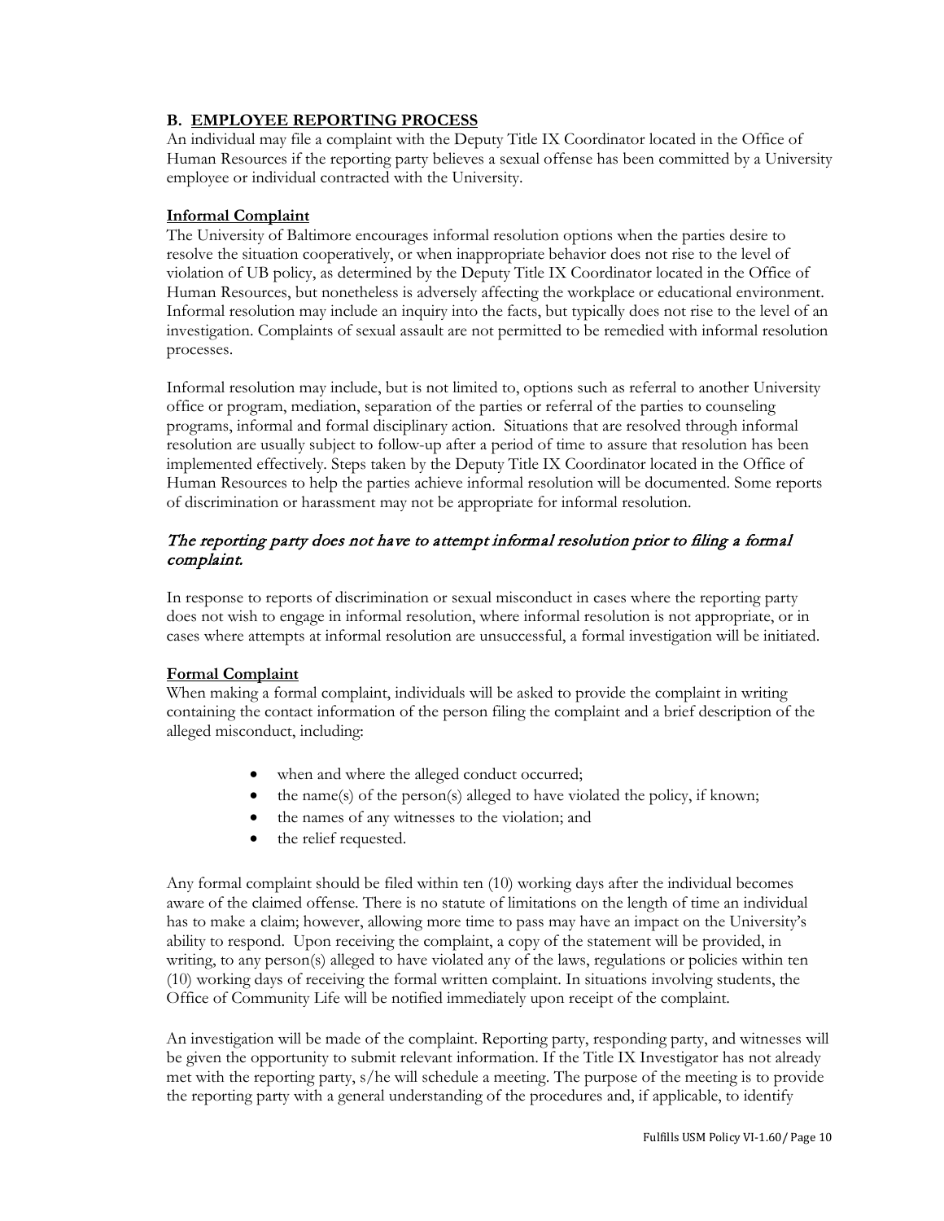## **B. <u>EMPLOYEE REPORTING PROCESS</u>**

An individual may file a complaint with the Deputy Title IX Coordinator located in the Office of Human Resources if the reporting party believes a sexual offense has been committed by a University employee or individual contracted with the University.

**<u>Informal Complaint</u>**

The University of Baltimore encourages informal resolution options when the parties desire to resolve the situation cooperatively, or when inappropriate behavior does not rise to the level of violation of UB policy, as determined by the Deputy Title IX Coordinator located in the Office of Human Resources, but nonetheless is adversely affecting the workplace or educational environment. Informal resolution may include an inquiry into the facts, but typically does not rise to the level of an investigation. Complaints of sexual assault are not permitted to be remedied with informal resolution processes.

Informal resolution may include, but is not limited to, options such as referral to another University office or program, mediation, separation of the parties or referral of the parties to counseling programs, informal and formal disciplinary action. Situations that are resolved through informal resolution are usually subject to follow-up after a period of time to assure that resolution has been implemented effectively. Steps taken by the Deputy Title IX Coordinator located in the Office of Human Resources to help the parties achieve informal resolution will be documented. Some reports of discrimination or harassment may not be appropriate for informal resolution.

*The reporting party does not have to attempt informal resolution prior to filing a formal complaint.*

In response to reports of discrimination or sexual misconduct in cases where the reporting party does not wish to engage in informal resolution, where informal resolution is not appropriate, or in cases where attempts at informal resolution are unsuccessful, a formal investigation will be initiated.

**<u>Formal Complaint</u>**

When making a formal complaint, individuals will be asked to provide the complaint in writing containing the contact information of the person filing the complaint and a brief description of the alleged misconduct, including:

- when and where the alleged conduct occurred;
- the name(s) of the person(s) alleged to have violated the policy, if known;
- the names of any witnesses to the violation; and
- the relief requested.

Any formal complaint should be filed within ten (10) working days after the individual becomes aware of the claimed offense. There is no statute of limitations on the length of time an individual has to make a claim; however, allowing more time to pass may have an impact on the University's ability to respond. Upon receiving the complaint, a copy of the statement will be provided, in writing, to any person(s) alleged to have violated any of the laws, regulations or policies within ten (10) working days of receiving the formal written complaint. In situations involving students, the Office of Community Life will be notified immediately upon receipt of the complaint.

An investigation will be made of the complaint. Reporting party, responding party, and witnesses will be given the opportunity to submit relevant information. If the Title IX Investigator has not already met with the reporting party, s/he will schedule a meeting. The purpose of the meeting is to provide the reporting party with a general understanding of the procedures and, if applicable, to identify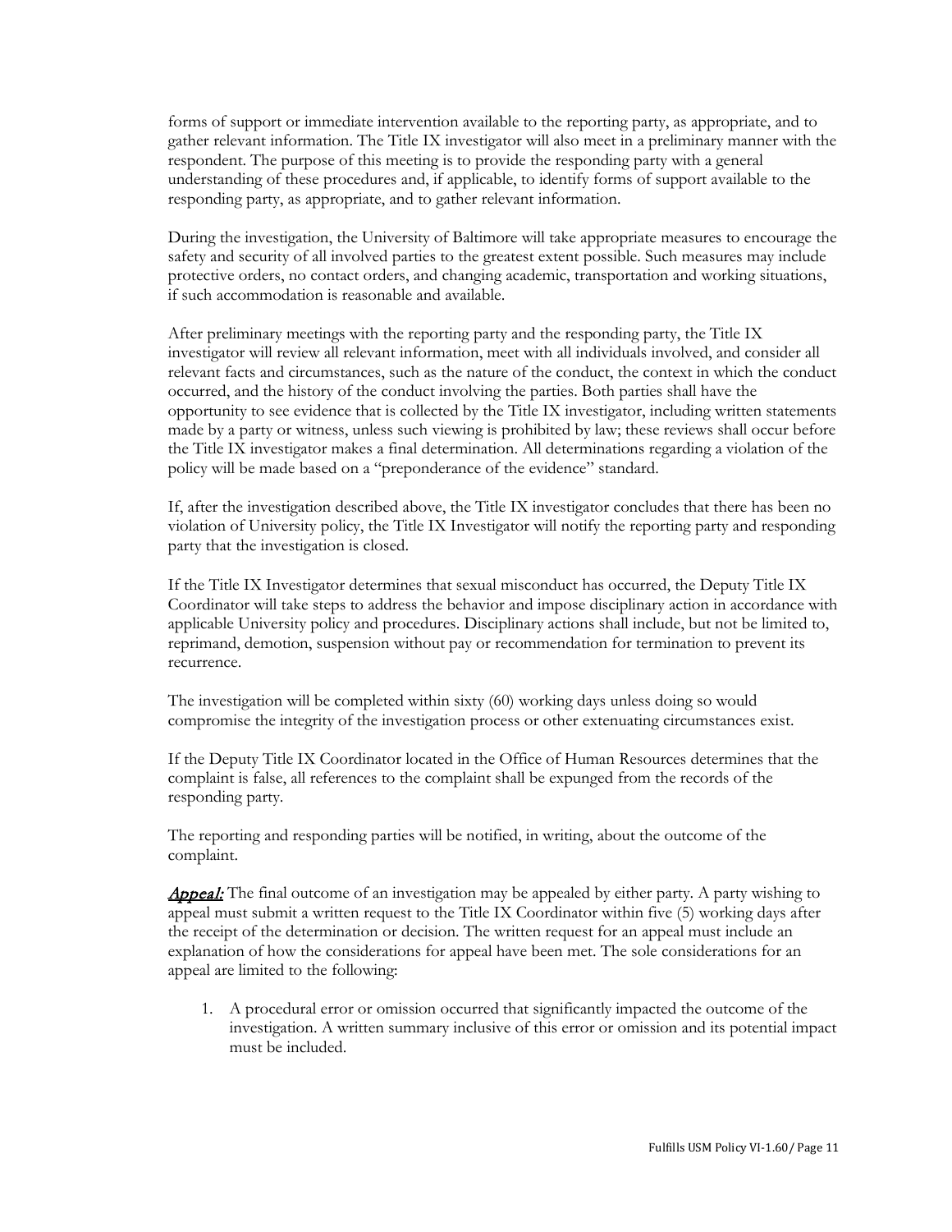forms of support or immediate intervention available to the reporting party, as appropriate, and to gather relevant information. The Title IX investigator will also meet in a preliminary manner with the respondent. The purpose of this meeting is to provide the responding party with a general understanding of these procedures and, if applicable, to identify forms of support available to the responding party, as appropriate, and to gather relevant information.

During the investigation, the University of Baltimore will take appropriate measures to encourage the safety and security of all involved parties to the greatest extent possible. Such measures may include protective orders, no contact orders, and changing academic, transportation and working situations, if such accommodation is reasonable and available.

After preliminary meetings with the reporting party and the responding party, the Title IX investigator will review all relevant information, meet with all individuals involved, and consider all relevant facts and circumstances, such as the nature of the conduct, the context in which the conduct occurred, and the history of the conduct involving the parties. Both parties shall have the opportunity to see evidence that is collected by the Title IX investigator, including written statements made by a party or witness, unless such viewing is prohibited by law; these reviews shall occur before the Title IX investigator makes a final determination. All determinations regarding a violation of the policy will be made based on a "preponderance of the evidence" standard.

If, after the investigation described above, the Title IX investigator concludes that there has been no violation of University policy, the Title IX Investigator will notify the reporting party and responding party that the investigation is closed.

If the Title IX Investigator determines that sexual misconduct has occurred, the Deputy Title IX Coordinator will take steps to address the behavior and impose disciplinary action in accordance with applicable University policy and procedures. Disciplinary actions shall include, but not be limited to, reprimand, demotion, suspension without pay or recommendation for termination to prevent its recurrence.

The investigation will be completed within sixty (60) working days unless doing so would compromise the integrity of the investigation process or other extenuating circumstances exist.

If the Deputy Title IX Coordinator located in the Office of Human Resources determines that the complaint is false, all references to the complaint shall be expunged from the records of the responding party.

The reporting and responding parties will be notified, in writing, about the outcome of the complaint.

***Appeal:*** The final outcome of an investigation may be appealed by either party. A party wishing to appeal must submit a written request to the Title IX Coordinator within five (5) working days after the receipt of the determination or decision. The written request for an appeal must include an explanation of how the considerations for appeal have been met. The sole considerations for an appeal are limited to the following:

1. A procedural error or omission occurred that significantly impacted the outcome of the investigation. A written summary inclusive of this error or omission and its potential impact must be included.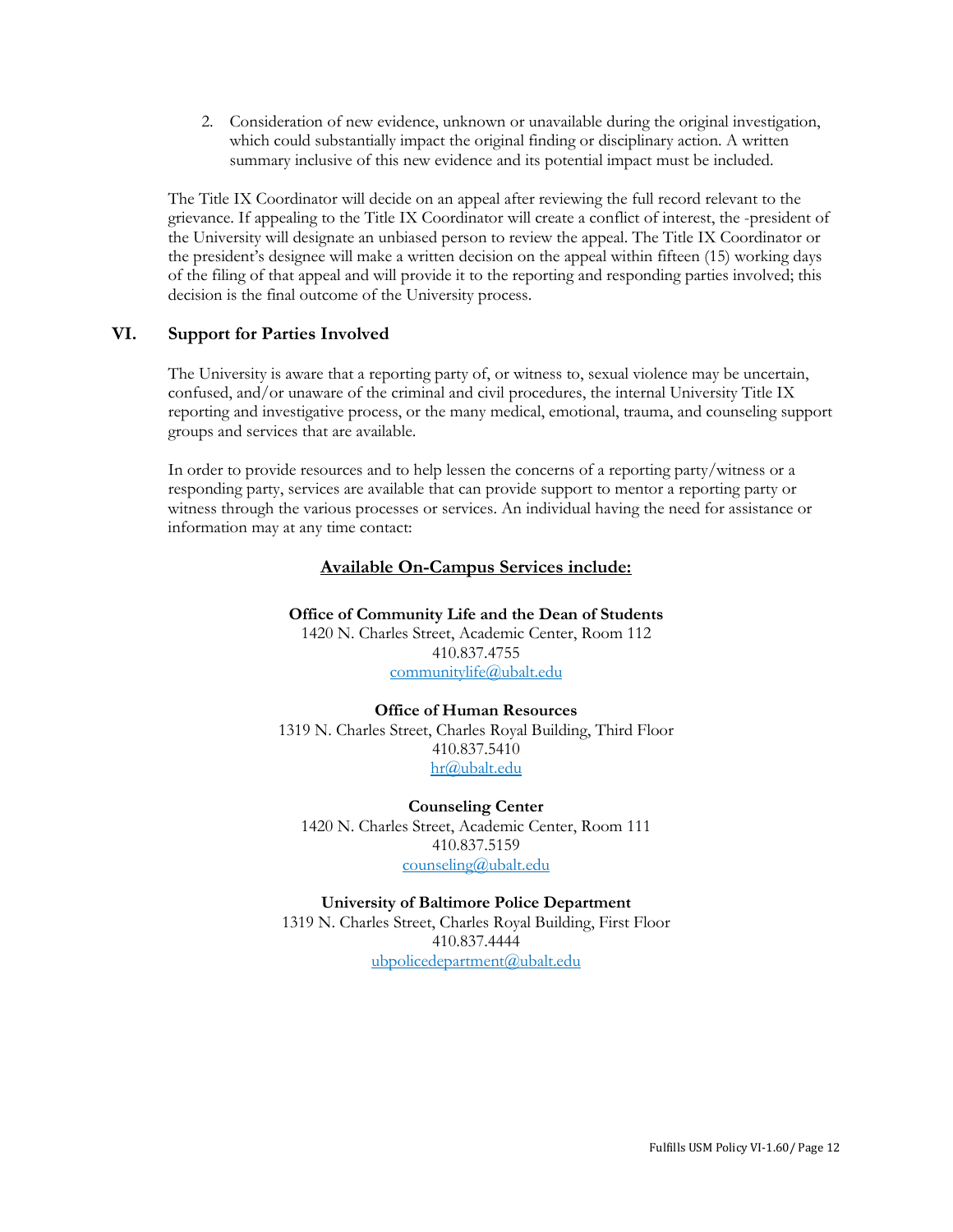2. Consideration of new evidence, unknown or unavailable during the original investigation, which could substantially impact the original finding or disciplinary action. A written summary inclusive of this new evidence and its potential impact must be included.

The Title IX Coordinator will decide on an appeal after reviewing the full record relevant to the grievance. If appealing to the Title IX Coordinator will create a conflict of interest, the -president of the University will designate an unbiased person to review the appeal. The Title IX Coordinator or the president's designee will make a written decision on the appeal within fifteen (15) working days of the filing of that appeal and will provide it to the reporting and responding parties involved; this decision is the final outcome of the University process.

## VI. Support for Parties Involved

The University is aware that a reporting party of, or witness to, sexual violence may be uncertain, confused, and/or unaware of the criminal and civil procedures, the internal University Title IX reporting and investigative process, or the many medical, emotional, trauma, and counseling support groups and services that are available.

In order to provide resources and to help lessen the concerns of a reporting party/witness or a responding party, services are available that can provide support to mentor a reporting party or witness through the various processes or services. An individual having the need for assistance or information may at any time contact:

**Available On-Campus Services include:**

**Office of Community Life and the Dean of Students**
1420 N. Charles Street, Academic Center, Room 112
410.837.4755
communitylife@ubalt.edu

**Office of Human Resources**
1319 N. Charles Street, Charles Royal Building, Third Floor
410.837.5410
hr@ubalt.edu

**Counseling Center**
1420 N. Charles Street, Academic Center, Room 111
410.837.5159
counseling@ubalt.edu

**University of Baltimore Police Department**
1319 N. Charles Street, Charles Royal Building, First Floor
410.837.4444
ubpolicedepartment@ubalt.edu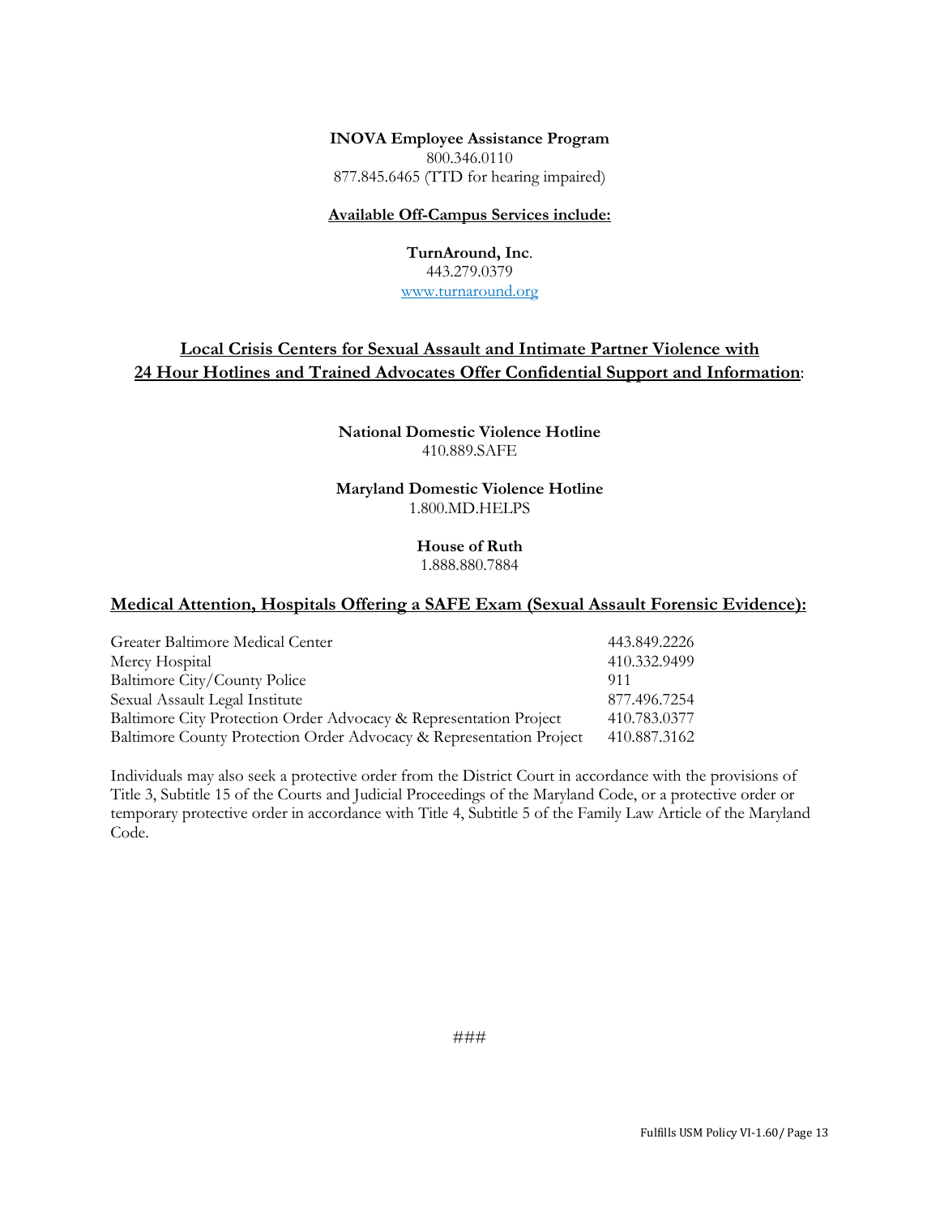**INOVA Employee Assistance Program**
800.346.0110
877.845.6465 (TTD for hearing impaired)

**Available Off-Campus Services include:**

**TurnAround, Inc**.
443.279.0379
www.turnaround.org

## Local Crisis Centers for Sexual Assault and Intimate Partner Violence with 24 Hour Hotlines and Trained Advocates Offer Confidential Support and Information:

**National Domestic Violence Hotline**
410.889.SAFE

**Maryland Domestic Violence Hotline**
1.800.MD.HELPS

**House of Ruth**
1.888.880.7884

## Medical Attention, Hospitals Offering a SAFE Exam (Sexual Assault Forensic Evidence):

| | |
|---|---|
| Greater Baltimore Medical Center | 443.849.2226 |
| Mercy Hospital | 410.332.9499 |
| Baltimore City/County Police | 911 |
| Sexual Assault Legal Institute | 877.496.7254 |
| Baltimore City Protection Order Advocacy & Representation Project | 410.783.0377 |
| Baltimore County Protection Order Advocacy & Representation Project | 410.887.3162 |

Individuals may also seek a protective order from the District Court in accordance with the provisions of Title 3, Subtitle 15 of the Courts and Judicial Proceedings of the Maryland Code, or a protective order or temporary protective order in accordance with Title 4, Subtitle 5 of the Family Law Article of the Maryland Code.

###

Fulfills USM Policy VI-1.60